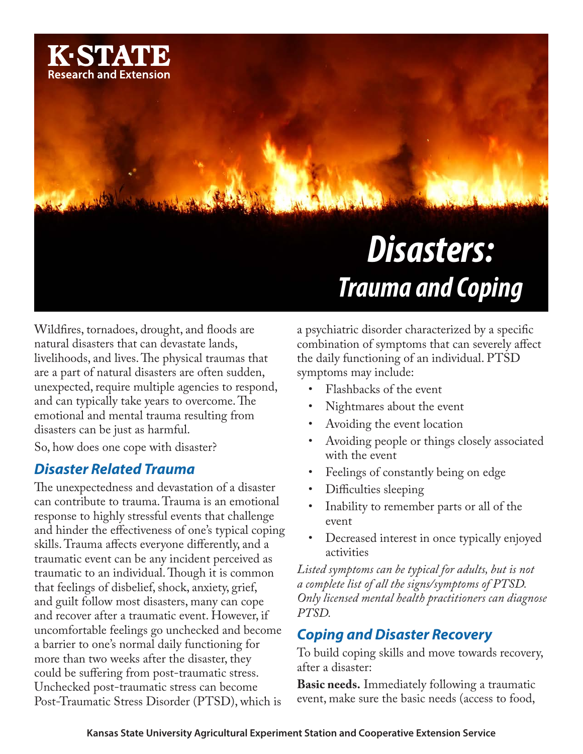K·STATE Research and Extension

# Disasters: Trauma and Coping

Wildfires, tornadoes, drought, and floods are natural disasters that can devastate lands, livelihoods, and lives. The physical traumas that are a part of natural disasters are often sudden, unexpected, require multiple agencies to respond, and can typically take years to overcome. The emotional and mental trauma resulting from disasters can be just as harmful.

So, how does one cope with disaster?

## Disaster Related Trauma

The unexpectedness and devastation of a disaster can contribute to trauma. Trauma is an emotional response to highly stressful events that challenge and hinder the effectiveness of one's typical coping skills. Trauma affects everyone differently, and a traumatic event can be any incident perceived as traumatic to an individual. Though it is common that feelings of disbelief, shock, anxiety, grief, and guilt follow most disasters, many can cope and recover after a traumatic event. However, if uncomfortable feelings go unchecked and become a barrier to one's normal daily functioning for more than two weeks after the disaster, they could be suffering from post-traumatic stress. Unchecked post-traumatic stress can become Post-Traumatic Stress Disorder (PTSD), which is a psychiatric disorder characterized by a specific combination of symptoms that can severely affect the daily functioning of an individual. PTSD symptoms may include:

- Flashbacks of the event
- Nightmares about the event
- Avoiding the event location
- Avoiding people or things closely associated with the event
- Feelings of constantly being on edge
- Difficulties sleeping
- Inability to remember parts or all of the event
- Decreased interest in once typically enjoyed activities

*Listed symptoms can be typical for adults, but is not a complete list of all the signs/symptoms of PTSD. Only licensed mental health practitioners can diagnose PTSD.*

## Coping and Disaster Recovery

To build coping skills and move towards recovery, after a disaster:

**Basic needs.** Immediately following a traumatic event, make sure the basic needs (access to food,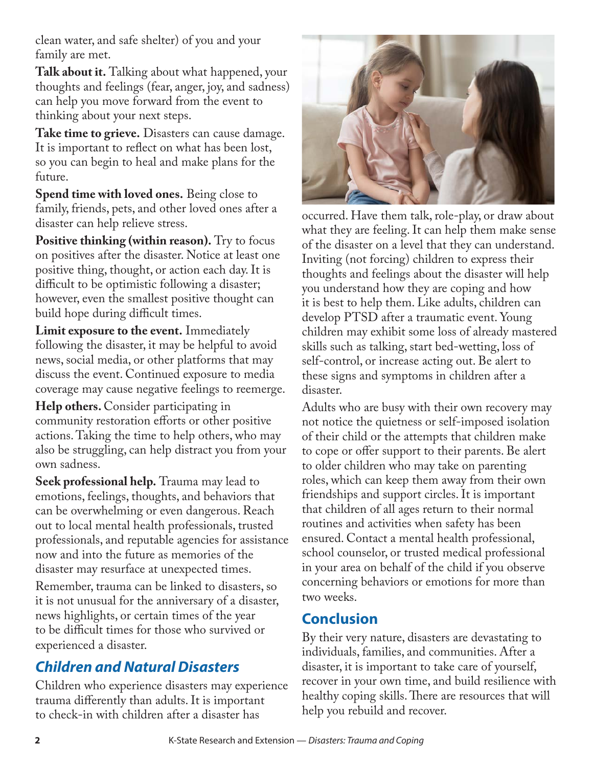clean water, and safe shelter) of you and your family are met.

**Talk about it.** Talking about what happened, your thoughts and feelings (fear, anger, joy, and sadness) can help you move forward from the event to thinking about your next steps.

**Take time to grieve.** Disasters can cause damage. It is important to reflect on what has been lost, so you can begin to heal and make plans for the future.

**Spend time with loved ones.** Being close to family, friends, pets, and other loved ones after a disaster can help relieve stress.

**Positive thinking (within reason).** Try to focus on positives after the disaster. Notice at least one positive thing, thought, or action each day. It is difficult to be optimistic following a disaster; however, even the smallest positive thought can build hope during difficult times.

**Limit exposure to the event.** Immediately following the disaster, it may be helpful to avoid news, social media, or other platforms that may discuss the event. Continued exposure to media coverage may cause negative feelings to reemerge.

**Help others.** Consider participating in community restoration efforts or other positive actions. Taking the time to help others, who may also be struggling, can help distract you from your own sadness.

**Seek professional help.** Trauma may lead to emotions, feelings, thoughts, and behaviors that can be overwhelming or even dangerous. Reach out to local mental health professionals, trusted professionals, and reputable agencies for assistance now and into the future as memories of the disaster may resurface at unexpected times.

Remember, trauma can be linked to disasters, so it is not unusual for the anniversary of a disaster, news highlights, or certain times of the year to be difficult times for those who survived or experienced a disaster.

## *Children and Natural Disasters*

Children who experience disasters may experience trauma differently than adults. It is important to check-in with children after a disaster has occurred. Have them talk, role-play, or draw about what they are feeling. It can help them make sense of the disaster on a level that they can understand. Inviting (not forcing) children to express their thoughts and feelings about the disaster will help you understand how they are coping and how it is best to help them. Like adults, children can develop PTSD after a traumatic event. Young children may exhibit some loss of already mastered skills such as talking, start bed-wetting, loss of self-control, or increase acting out. Be alert to these signs and symptoms in children after a disaster.

Adults who are busy with their own recovery may not notice the quietness or self-imposed isolation of their child or the attempts that children make to cope or offer support to their parents. Be alert to older children who may take on parenting roles, which can keep them away from their own friendships and support circles. It is important that children of all ages return to their normal routines and activities when safety has been ensured. Contact a mental health professional, school counselor, or trusted medical professional in your area on behalf of the child if you observe concerning behaviors or emotions for more than two weeks.

## Conclusion

By their very nature, disasters are devastating to individuals, families, and communities. After a disaster, it is important to take care of yourself, recover in your own time, and build resilience with healthy coping skills. There are resources that will help you rebuild and recover.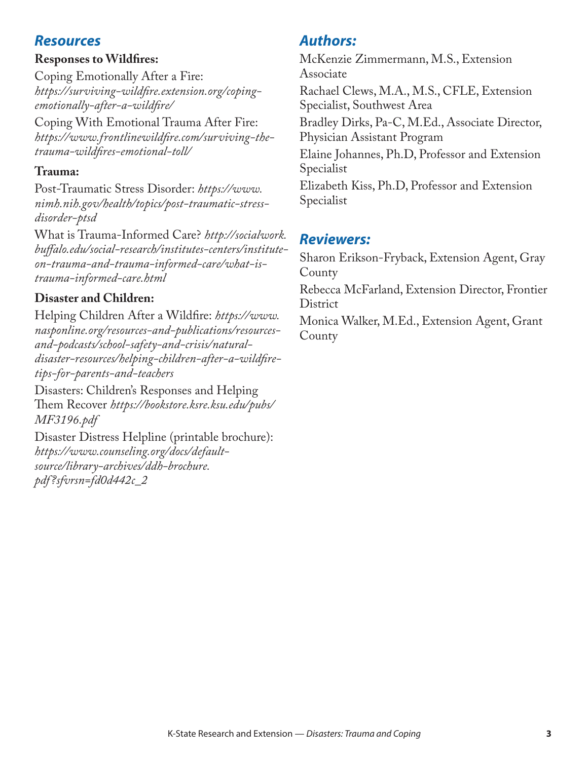## Resources

**Responses to Wildfires:**

Coping Emotionally After a Fire: *https://surviving-wildfire.extension.org/coping-emotionally-after-a-wildfire/*

Coping With Emotional Trauma After Fire: *https://www.frontlinewildfire.com/surviving-the-trauma-wildfires-emotional-toll/*

**Trauma:**

Post-Traumatic Stress Disorder: *https://www.nimh.nih.gov/health/topics/post-traumatic-stress-disorder-ptsd*

What is Trauma-Informed Care? *http://socialwork.buffalo.edu/social-research/institutes-centers/institute-on-trauma-and-trauma-informed-care/what-is-trauma-informed-care.html*

**Disaster and Children:**

Helping Children After a Wildfire: *https://www.nasponline.org/resources-and-publications/resources-and-podcasts/school-safety-and-crisis/natural-disaster-resources/helping-children-after-a-wildfire-tips-for-parents-and-teachers*

Disasters: Children's Responses and Helping Them Recover *https://bookstore.ksre.ksu.edu/pubs/MF3196.pdf*

Disaster Distress Helpline (printable brochure): *https://www.counseling.org/docs/default-source/library-archives/ddh-brochure.pdf?sfvrsn=fd0d442c_2*

## Authors:

McKenzie Zimmermann, M.S., Extension Associate

Rachael Clews, M.A., M.S., CFLE, Extension Specialist, Southwest Area

Bradley Dirks, Pa-C, M.Ed., Associate Director, Physician Assistant Program

Elaine Johannes, Ph.D, Professor and Extension Specialist

Elizabeth Kiss, Ph.D, Professor and Extension Specialist

## Reviewers:

Sharon Erikson-Fryback, Extension Agent, Gray County

Rebecca McFarland, Extension Director, Frontier District

Monica Walker, M.Ed., Extension Agent, Grant County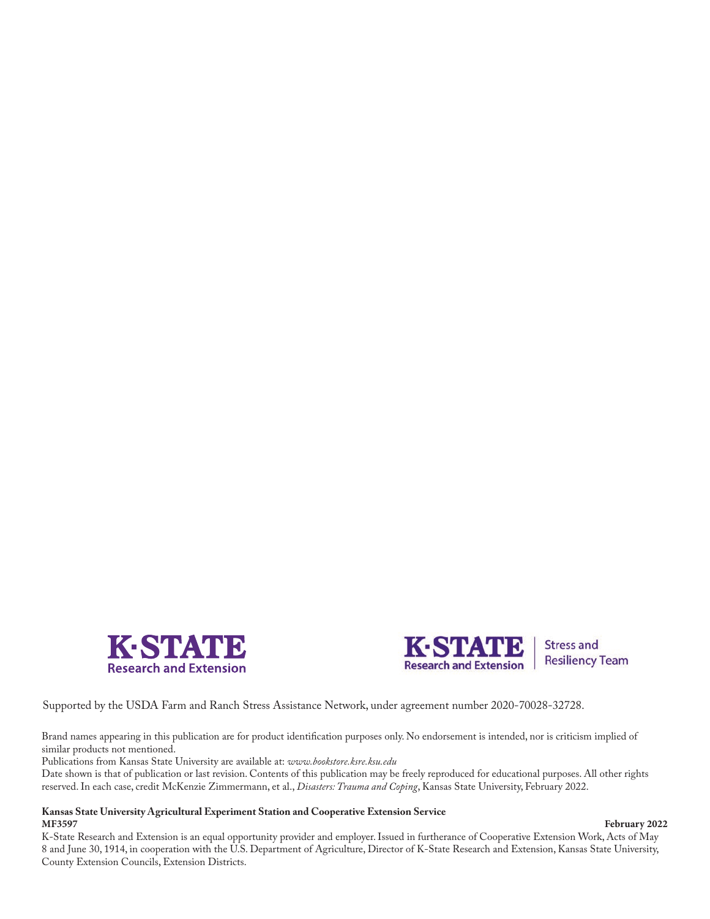K·STATE
Research and Extension

K·STATE
Research and Extension | Stress and Resiliency Team

Supported by the USDA Farm and Ranch Stress Assistance Network, under agreement number 2020-70028-32728.

Brand names appearing in this publication are for product identification purposes only. No endorsement is intended, nor is criticism implied of similar products not mentioned.

Publications from Kansas State University are available at: *www.bookstore.ksre.ksu.edu*

Date shown is that of publication or last revision. Contents of this publication may be freely reproduced for educational purposes. All other rights reserved. In each case, credit McKenzie Zimmermann, et al., *Disasters: Trauma and Coping*, Kansas State University, February 2022.

**Kansas State University Agricultural Experiment Station and Cooperative Extension Service**

**MF3597** **February 2022**

K-State Research and Extension is an equal opportunity provider and employer. Issued in furtherance of Cooperative Extension Work, Acts of May 8 and June 30, 1914, in cooperation with the U.S. Department of Agriculture, Director of K-State Research and Extension, Kansas State University, County Extension Councils, Extension Districts.